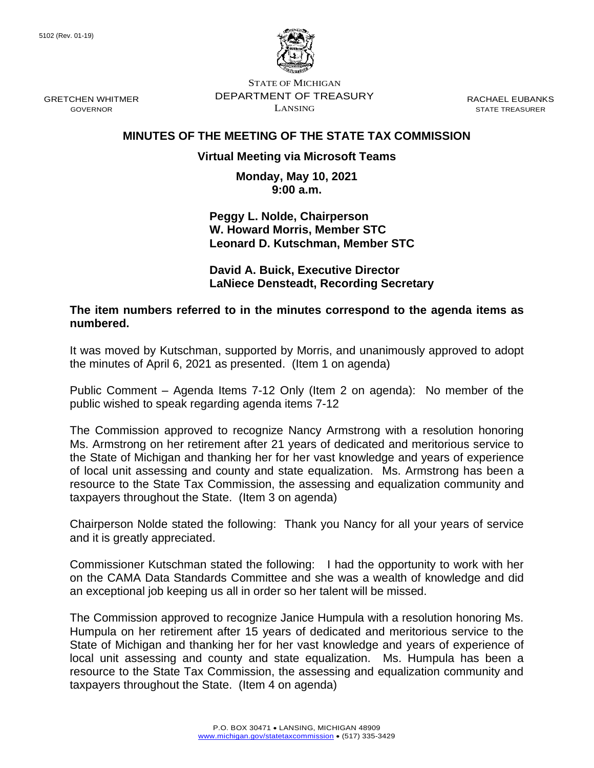5102 (Rev. 01-19)

STATE OF MICHIGAN
DEPARTMENT OF TREASURY
LANSING

GRETCHEN WHITMER
GOVERNOR

RACHAEL EUBANKS
STATE TREASURER

# MINUTES OF THE MEETING OF THE STATE TAX COMMISSION

**Virtual Meeting via Microsoft Teams**

**Monday, May 10, 2021**
**9:00 a.m.**

**Peggy L. Nolde, Chairperson**
**W. Howard Morris, Member STC**
**Leonard D. Kutschman, Member STC**

**David A. Buick, Executive Director**
**LaNiece Densteadt, Recording Secretary**

**The item numbers referred to in the minutes correspond to the agenda items as numbered.**

It was moved by Kutschman, supported by Morris, and unanimously approved to adopt the minutes of April 6, 2021 as presented. (Item 1 on agenda)

Public Comment – Agenda Items 7-12 Only (Item 2 on agenda): No member of the public wished to speak regarding agenda items 7-12

The Commission approved to recognize Nancy Armstrong with a resolution honoring Ms. Armstrong on her retirement after 21 years of dedicated and meritorious service to the State of Michigan and thanking her for her vast knowledge and years of experience of local unit assessing and county and state equalization. Ms. Armstrong has been a resource to the State Tax Commission, the assessing and equalization community and taxpayers throughout the State. (Item 3 on agenda)

Chairperson Nolde stated the following: Thank you Nancy for all your years of service and it is greatly appreciated.

Commissioner Kutschman stated the following: I had the opportunity to work with her on the CAMA Data Standards Committee and she was a wealth of knowledge and did an exceptional job keeping us all in order so her talent will be missed.

The Commission approved to recognize Janice Humpula with a resolution honoring Ms. Humpula on her retirement after 15 years of dedicated and meritorious service to the State of Michigan and thanking her for her vast knowledge and years of experience of local unit assessing and county and state equalization. Ms. Humpula has been a resource to the State Tax Commission, the assessing and equalization community and taxpayers throughout the State. (Item 4 on agenda)

P.O. BOX 30471 • LANSING, MICHIGAN 48909
www.michigan.gov/statetaxcommission • (517) 335-3429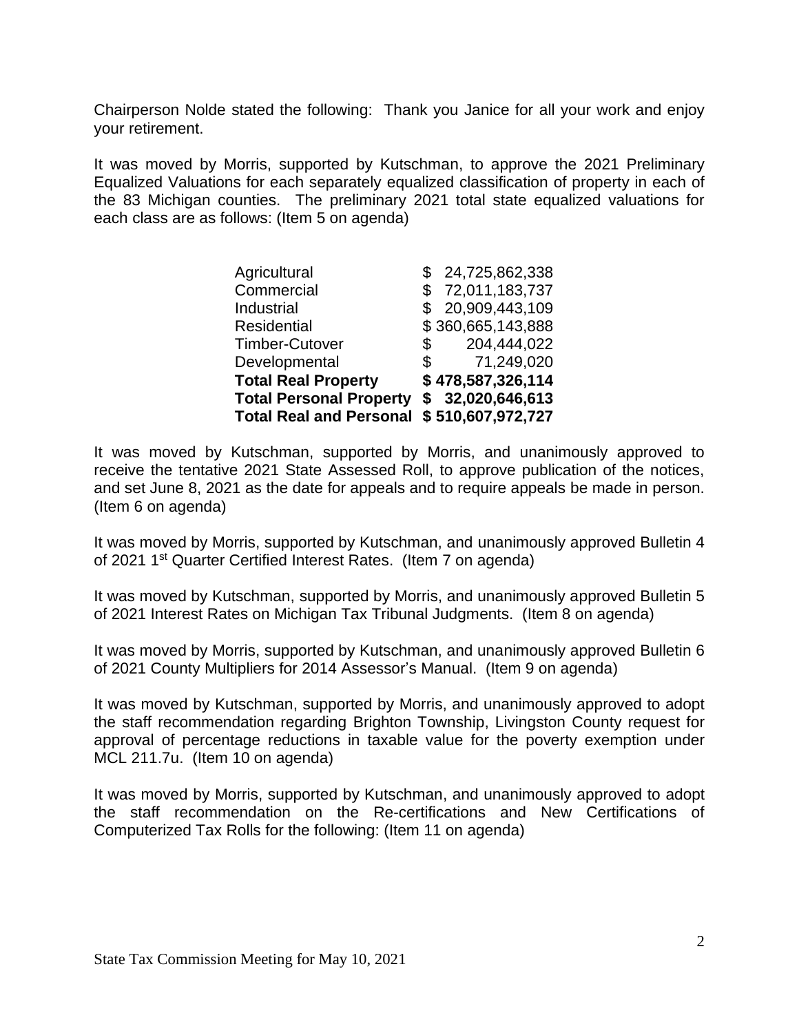Chairperson Nolde stated the following: Thank you Janice for all your work and enjoy your retirement.

It was moved by Morris, supported by Kutschman, to approve the 2021 Preliminary Equalized Valuations for each separately equalized classification of property in each of the 83 Michigan counties. The preliminary 2021 total state equalized valuations for each class are as follows: (Item 5 on agenda)

| | |
|---|---|
| Agricultural | $ 24,725,862,338 |
| Commercial | $ 72,011,183,737 |
| Industrial | $ 20,909,443,109 |
| Residential | $ 360,665,143,888 |
| Timber-Cutover | $ 204,444,022 |
| Developmental | $ 71,249,020 |
| **Total Real Property** | **$ 478,587,326,114** |
| **Total Personal Property** | **$ 32,020,646,613** |
| **Total Real and Personal** | **$ 510,607,972,727** |

It was moved by Kutschman, supported by Morris, and unanimously approved to receive the tentative 2021 State Assessed Roll, to approve publication of the notices, and set June 8, 2021 as the date for appeals and to require appeals be made in person. (Item 6 on agenda)

It was moved by Morris, supported by Kutschman, and unanimously approved Bulletin 4 of 2021 1st Quarter Certified Interest Rates. (Item 7 on agenda)

It was moved by Kutschman, supported by Morris, and unanimously approved Bulletin 5 of 2021 Interest Rates on Michigan Tax Tribunal Judgments. (Item 8 on agenda)

It was moved by Morris, supported by Kutschman, and unanimously approved Bulletin 6 of 2021 County Multipliers for 2014 Assessor's Manual. (Item 9 on agenda)

It was moved by Kutschman, supported by Morris, and unanimously approved to adopt the staff recommendation regarding Brighton Township, Livingston County request for approval of percentage reductions in taxable value for the poverty exemption under MCL 211.7u. (Item 10 on agenda)

It was moved by Morris, supported by Kutschman, and unanimously approved to adopt the staff recommendation on the Re-certifications and New Certifications of Computerized Tax Rolls for the following: (Item 11 on agenda)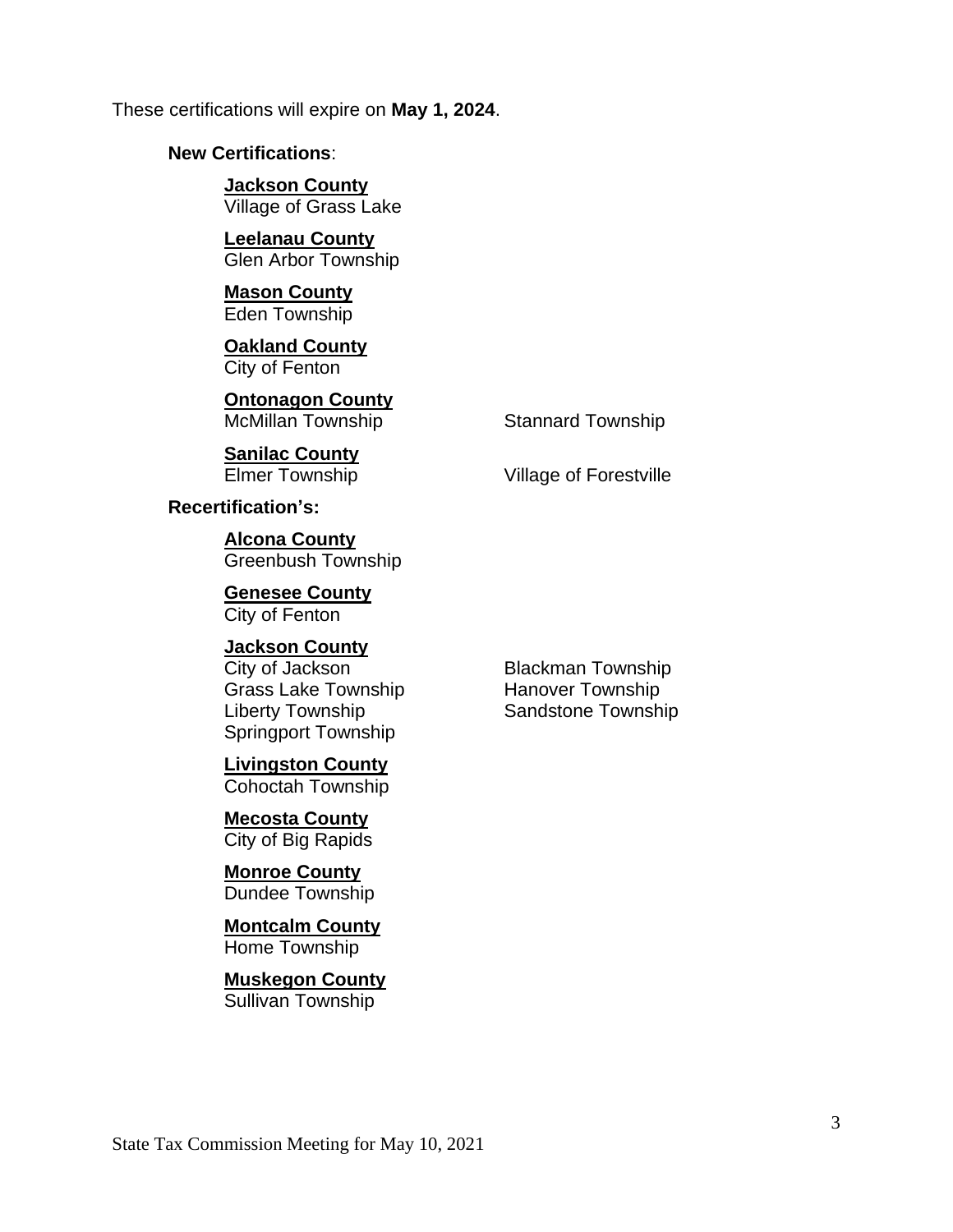These certifications will expire on **May 1, 2024**.

**New Certifications**:

**Jackson County**
Village of Grass Lake

**Leelanau County**
Glen Arbor Township

**Mason County**
Eden Township

**Oakland County**
City of Fenton

**Ontonagon County**
McMillan Township
Stannard Township

**Sanilac County**
Elmer Township
Village of Forestville

**Recertification's:**

**Alcona County**
Greenbush Township

**Genesee County**
City of Fenton

**Jackson County**
City of Jackson
Blackman Township
Grass Lake Township
Hanover Township
Liberty Township
Sandstone Township
Springport Township

**Livingston County**
Cohoctah Township

**Mecosta County**
City of Big Rapids

**Monroe County**
Dundee Township

**Montcalm County**
Home Township

**Muskegon County**
Sullivan Township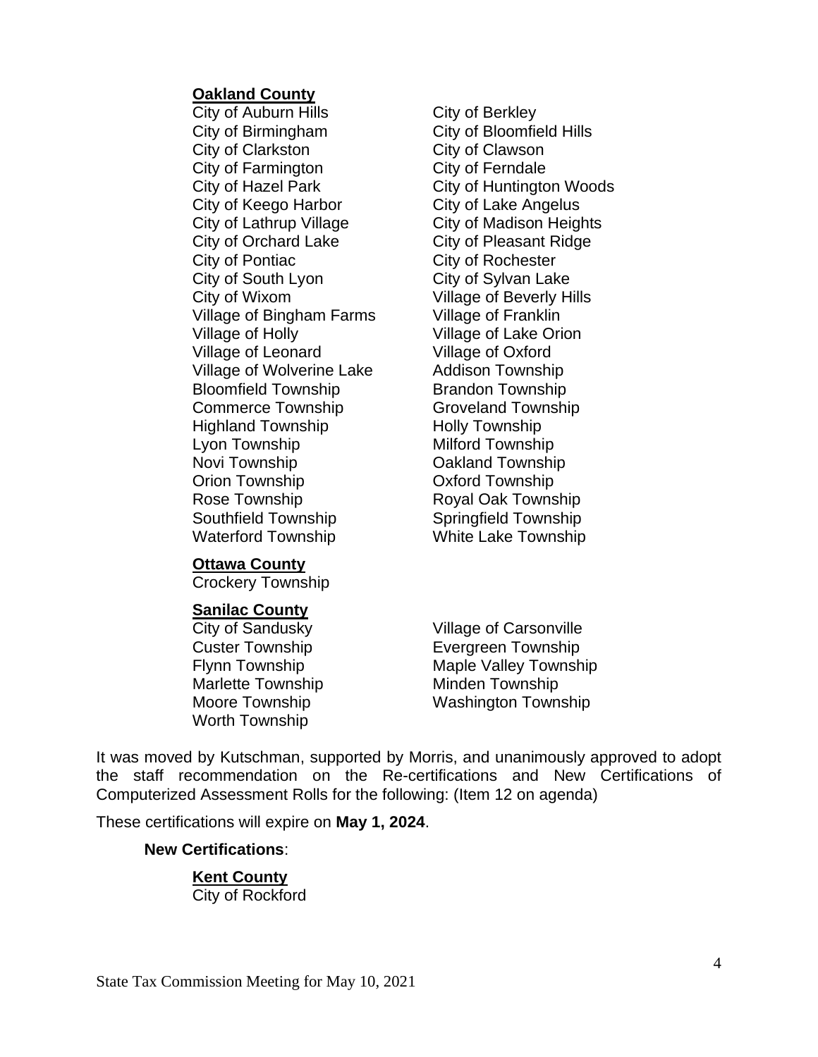**Oakland County**

City of Auburn Hills
City of Berkley
City of Birmingham
City of Bloomfield Hills
City of Clarkston
City of Clawson
City of Farmington
City of Ferndale
City of Hazel Park
City of Huntington Woods
City of Keego Harbor
City of Lake Angelus
City of Lathrup Village
City of Madison Heights
City of Orchard Lake
City of Pleasant Ridge
City of Pontiac
City of Rochester
City of South Lyon
City of Sylvan Lake
City of Wixom
Village of Beverly Hills
Village of Bingham Farms
Village of Franklin
Village of Holly
Village of Lake Orion
Village of Leonard
Village of Oxford
Village of Wolverine Lake
Addison Township
Bloomfield Township
Brandon Township
Commerce Township
Groveland Township
Highland Township
Holly Township
Lyon Township
Milford Township
Novi Township
Oakland Township
Orion Township
Oxford Township
Rose Township
Royal Oak Township
Southfield Township
Springfield Township
Waterford Township
White Lake Township

**Ottawa County**

Crockery Township

**Sanilac County**

City of Sandusky
Village of Carsonville
Custer Township
Evergreen Township
Flynn Township
Maple Valley Township
Marlette Township
Minden Township
Moore Township
Washington Township
Worth Township

It was moved by Kutschman, supported by Morris, and unanimously approved to adopt the staff recommendation on the Re-certifications and New Certifications of Computerized Assessment Rolls for the following: (Item 12 on agenda)

These certifications will expire on **May 1, 2024**.

**New Certifications**:

**Kent County**

City of Rockford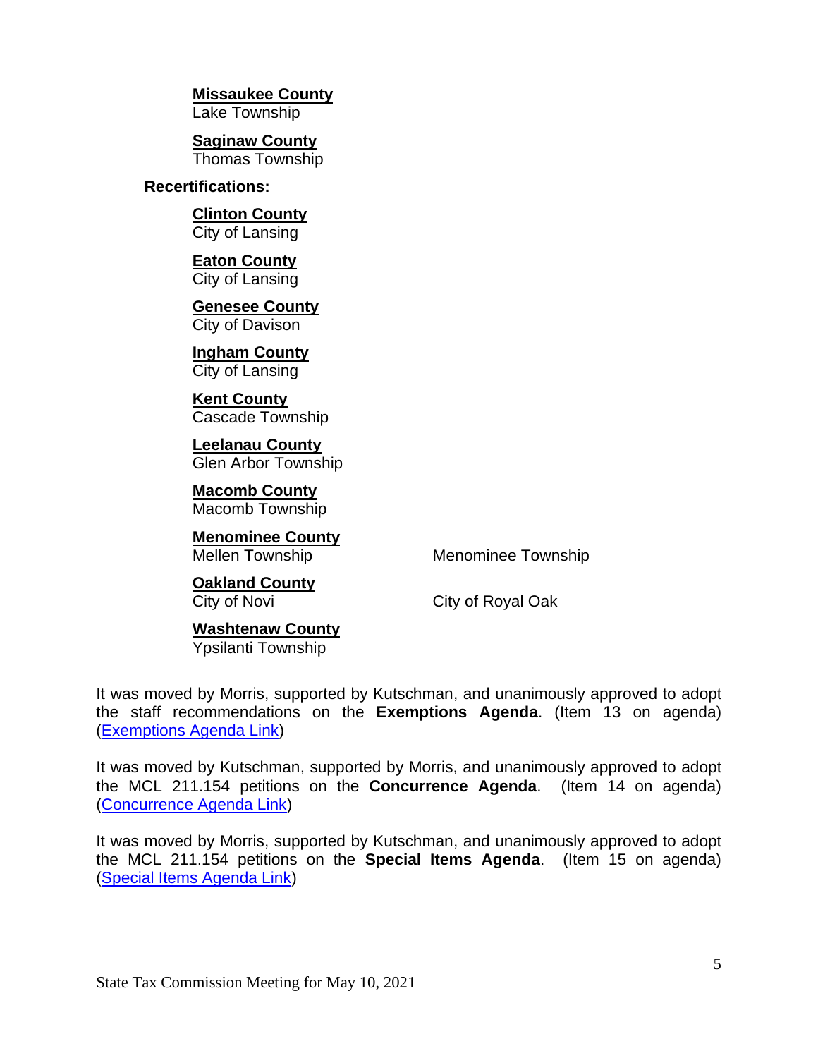**Missaukee County**
Lake Township

**Saginaw County**
Thomas Township

**Recertifications:**

**Clinton County**
City of Lansing

**Eaton County**
City of Lansing

**Genesee County**
City of Davison

**Ingham County**
City of Lansing

**Kent County**
Cascade Township

**Leelanau County**
Glen Arbor Township

**Macomb County**
Macomb Township

**Menominee County**
Mellen Township
Menominee Township

**Oakland County**
City of Novi
City of Royal Oak

**Washtenaw County**
Ypsilanti Township

It was moved by Morris, supported by Kutschman, and unanimously approved to adopt the staff recommendations on the **Exemptions Agenda**. (Item 13 on agenda) (Exemptions Agenda Link)

It was moved by Kutschman, supported by Morris, and unanimously approved to adopt the MCL 211.154 petitions on the **Concurrence Agenda**. (Item 14 on agenda) (Concurrence Agenda Link)

It was moved by Morris, supported by Kutschman, and unanimously approved to adopt the MCL 211.154 petitions on the **Special Items Agenda**. (Item 15 on agenda) (Special Items Agenda Link)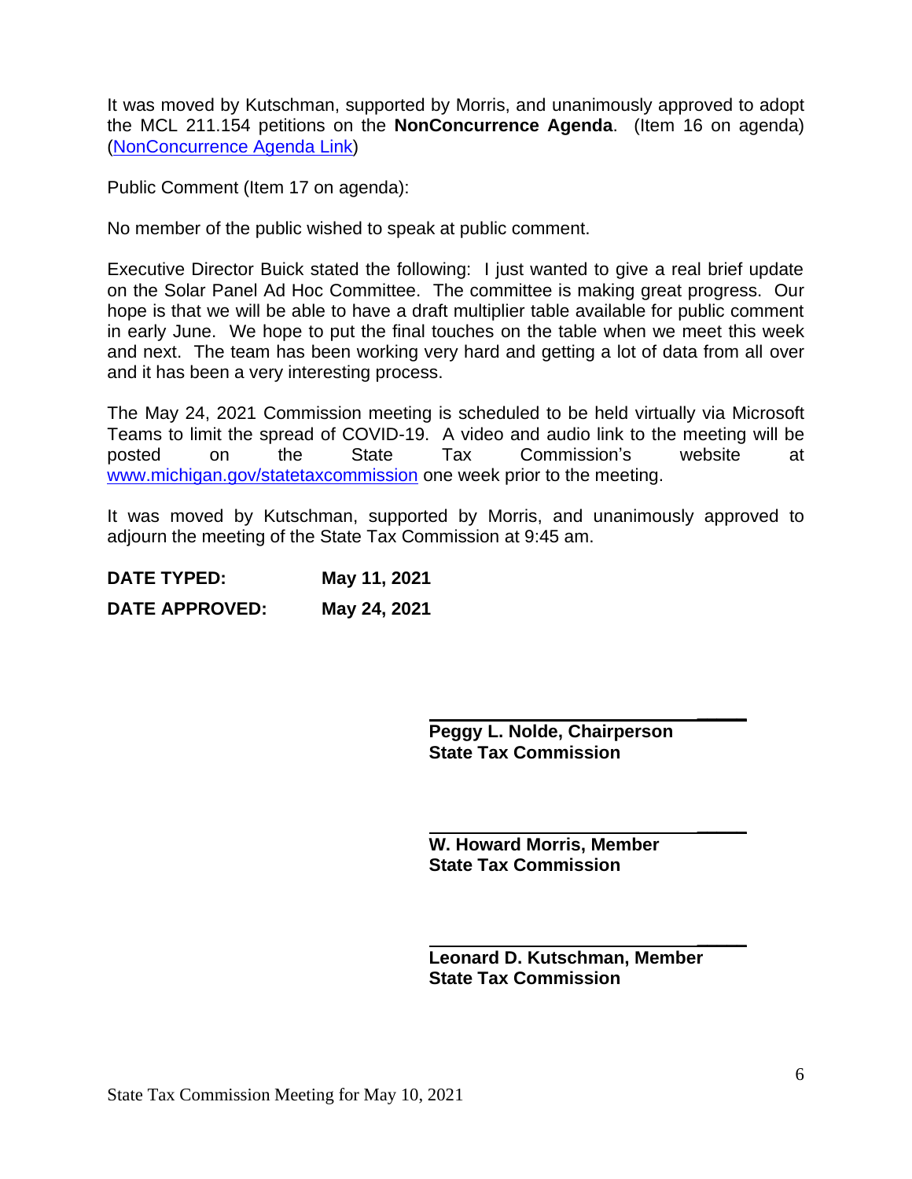It was moved by Kutschman, supported by Morris, and unanimously approved to adopt the MCL 211.154 petitions on the **NonConcurrence Agenda**. (Item 16 on agenda) (NonConcurrence Agenda Link)

Public Comment (Item 17 on agenda):

No member of the public wished to speak at public comment.

Executive Director Buick stated the following: I just wanted to give a real brief update on the Solar Panel Ad Hoc Committee. The committee is making great progress. Our hope is that we will be able to have a draft multiplier table available for public comment in early June. We hope to put the final touches on the table when we meet this week and next. The team has been working very hard and getting a lot of data from all over and it has been a very interesting process.

The May 24, 2021 Commission meeting is scheduled to be held virtually via Microsoft Teams to limit the spread of COVID-19. A video and audio link to the meeting will be posted on the State Tax Commission's website at www.michigan.gov/statetaxcommission one week prior to the meeting.

It was moved by Kutschman, supported by Morris, and unanimously approved to adjourn the meeting of the State Tax Commission at 9:45 am.

**DATE TYPED:** May 11, 2021

**DATE APPROVED:** May 24, 2021

**Peggy L. Nolde, Chairperson**
**State Tax Commission**

**W. Howard Morris, Member**
**State Tax Commission**

**Leonard D. Kutschman, Member**
**State Tax Commission**

State Tax Commission Meeting for May 10, 2021